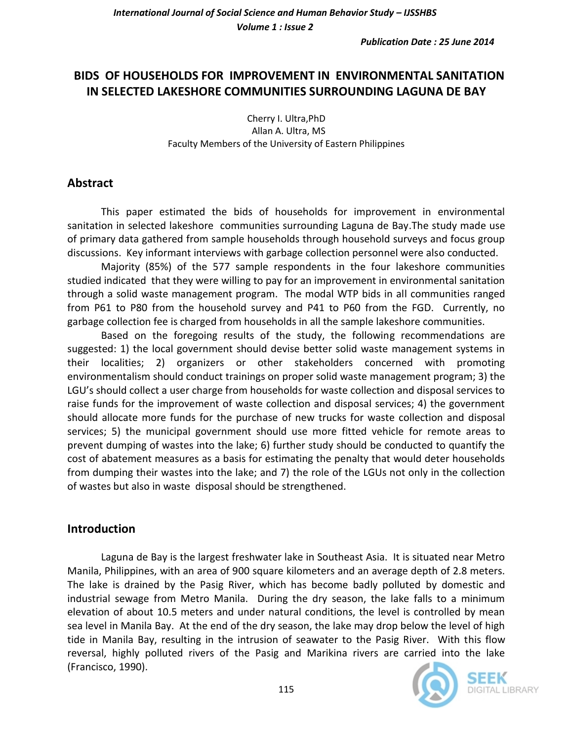# BIDS OF HOUSEHOLDS FOR IMPROVEMENT IN ENVIRONMENTAL SANITATION IN SELECTED LAKESHORE COMMUNITIES SURROUNDING LAGUNA DE BAY

Cherry I. Ultra,PhD
Allan A. Ultra, MS
Faculty Members of the University of Eastern Philippines

## Abstract

This paper estimated the bids of households for improvement in environmental sanitation in selected lakeshore communities surrounding Laguna de Bay.The study made use of primary data gathered from sample households through household surveys and focus group discussions. Key informant interviews with garbage collection personnel were also conducted.

Majority (85%) of the 577 sample respondents in the four lakeshore communities studied indicated that they were willing to pay for an improvement in environmental sanitation through a solid waste management program. The modal WTP bids in all communities ranged from P61 to P80 from the household survey and P41 to P60 from the FGD. Currently, no garbage collection fee is charged from households in all the sample lakeshore communities.

Based on the foregoing results of the study, the following recommendations are suggested: 1) the local government should devise better solid waste management systems in their localities; 2) organizers or other stakeholders concerned with promoting environmentalism should conduct trainings on proper solid waste management program; 3) the LGU's should collect a user charge from households for waste collection and disposal services to raise funds for the improvement of waste collection and disposal services; 4) the government should allocate more funds for the purchase of new trucks for waste collection and disposal services; 5) the municipal government should use more fitted vehicle for remote areas to prevent dumping of wastes into the lake; 6) further study should be conducted to quantify the cost of abatement measures as a basis for estimating the penalty that would deter households from dumping their wastes into the lake; and 7) the role of the LGUs not only in the collection of wastes but also in waste disposal should be strengthened.

## Introduction

Laguna de Bay is the largest freshwater lake in Southeast Asia. It is situated near Metro Manila, Philippines, with an area of 900 square kilometers and an average depth of 2.8 meters. The lake is drained by the Pasig River, which has become badly polluted by domestic and industrial sewage from Metro Manila. During the dry season, the lake falls to a minimum elevation of about 10.5 meters and under natural conditions, the level is controlled by mean sea level in Manila Bay. At the end of the dry season, the lake may drop below the level of high tide in Manila Bay, resulting in the intrusion of seawater to the Pasig River. With this flow reversal, highly polluted rivers of the Pasig and Marikina rivers are carried into the lake (Francisco, 1990).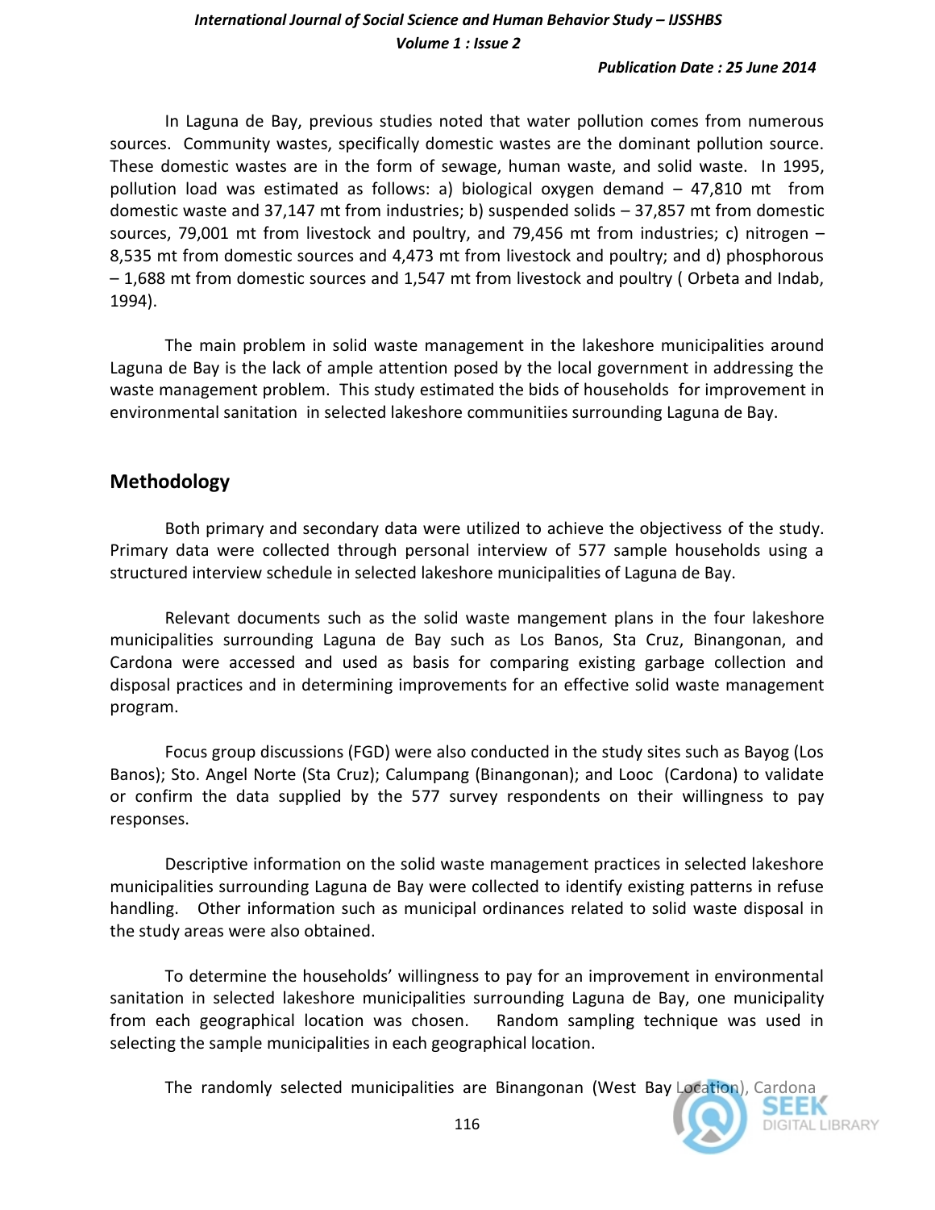In Laguna de Bay, previous studies noted that water pollution comes from numerous sources. Community wastes, specifically domestic wastes are the dominant pollution source. These domestic wastes are in the form of sewage, human waste, and solid waste. In 1995, pollution load was estimated as follows: a) biological oxygen demand – 47,810 mt from domestic waste and 37,147 mt from industries; b) suspended solids – 37,857 mt from domestic sources, 79,001 mt from livestock and poultry, and 79,456 mt from industries; c) nitrogen – 8,535 mt from domestic sources and 4,473 mt from livestock and poultry; and d) phosphorous – 1,688 mt from domestic sources and 1,547 mt from livestock and poultry ( Orbeta and Indab, 1994).

The main problem in solid waste management in the lakeshore municipalities around Laguna de Bay is the lack of ample attention posed by the local government in addressing the waste management problem. This study estimated the bids of households for improvement in environmental sanitation in selected lakeshore communitiies surrounding Laguna de Bay.

## Methodology

Both primary and secondary data were utilized to achieve the objectivess of the study. Primary data were collected through personal interview of 577 sample households using a structured interview schedule in selected lakeshore municipalities of Laguna de Bay.

Relevant documents such as the solid waste mangement plans in the four lakeshore municipalities surrounding Laguna de Bay such as Los Banos, Sta Cruz, Binangonan, and Cardona were accessed and used as basis for comparing existing garbage collection and disposal practices and in determining improvements for an effective solid waste management program.

Focus group discussions (FGD) were also conducted in the study sites such as Bayog (Los Banos); Sto. Angel Norte (Sta Cruz); Calumpang (Binangonan); and Looc (Cardona) to validate or confirm the data supplied by the 577 survey respondents on their willingness to pay responses.

Descriptive information on the solid waste management practices in selected lakeshore municipalities surrounding Laguna de Bay were collected to identify existing patterns in refuse handling. Other information such as municipal ordinances related to solid waste disposal in the study areas were also obtained.

To determine the households' willingness to pay for an improvement in environmental sanitation in selected lakeshore municipalities surrounding Laguna de Bay, one municipality from each geographical location was chosen. Random sampling technique was used in selecting the sample municipalities in each geographical location.

The randomly selected municipalities are Binangonan (West Bay Location), Cardona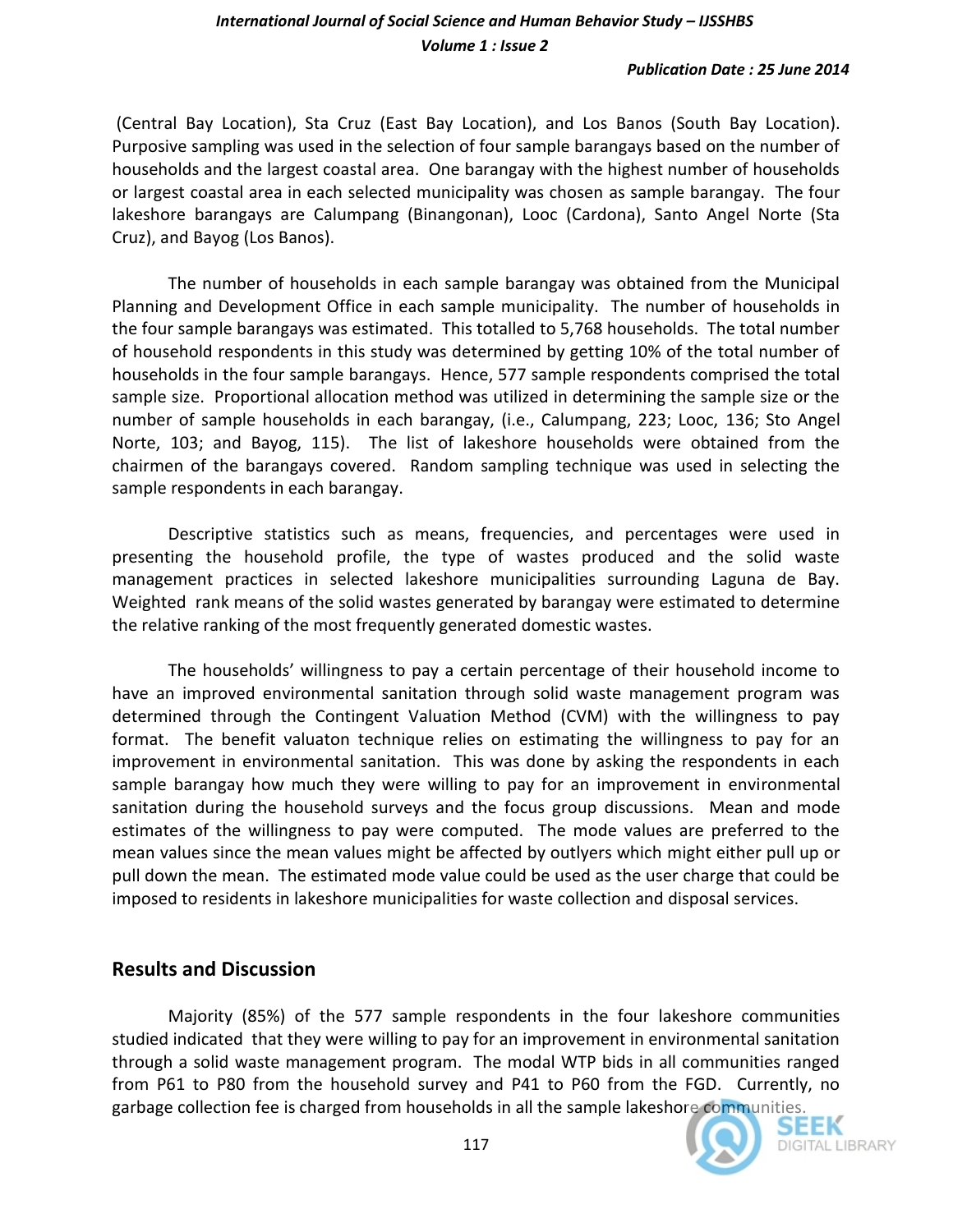(Central Bay Location), Sta Cruz (East Bay Location), and Los Banos (South Bay Location). Purposive sampling was used in the selection of four sample barangays based on the number of households and the largest coastal area. One barangay with the highest number of households or largest coastal area in each selected municipality was chosen as sample barangay. The four lakeshore barangays are Calumpang (Binangonan), Looc (Cardona), Santo Angel Norte (Sta Cruz), and Bayog (Los Banos).

The number of households in each sample barangay was obtained from the Municipal Planning and Development Office in each sample municipality. The number of households in the four sample barangays was estimated. This totalled to 5,768 households. The total number of household respondents in this study was determined by getting 10% of the total number of households in the four sample barangays. Hence, 577 sample respondents comprised the total sample size. Proportional allocation method was utilized in determining the sample size or the number of sample households in each barangay, (i.e., Calumpang, 223; Looc, 136; Sto Angel Norte, 103; and Bayog, 115). The list of lakeshore households were obtained from the chairmen of the barangays covered. Random sampling technique was used in selecting the sample respondents in each barangay.

Descriptive statistics such as means, frequencies, and percentages were used in presenting the household profile, the type of wastes produced and the solid waste management practices in selected lakeshore municipalities surrounding Laguna de Bay. Weighted rank means of the solid wastes generated by barangay were estimated to determine the relative ranking of the most frequently generated domestic wastes.

The households' willingness to pay a certain percentage of their household income to have an improved environmental sanitation through solid waste management program was determined through the Contingent Valuation Method (CVM) with the willingness to pay format. The benefit valuaton technique relies on estimating the willingness to pay for an improvement in environmental sanitation. This was done by asking the respondents in each sample barangay how much they were willing to pay for an improvement in environmental sanitation during the household surveys and the focus group discussions. Mean and mode estimates of the willingness to pay were computed. The mode values are preferred to the mean values since the mean values might be affected by outlyers which might either pull up or pull down the mean. The estimated mode value could be used as the user charge that could be imposed to residents in lakeshore municipalities for waste collection and disposal services.

## Results and Discussion

Majority (85%) of the 577 sample respondents in the four lakeshore communities studied indicated that they were willing to pay for an improvement in environmental sanitation through a solid waste management program. The modal WTP bids in all communities ranged from P61 to P80 from the household survey and P41 to P60 from the FGD. Currently, no garbage collection fee is charged from households in all the sample lakeshore communities.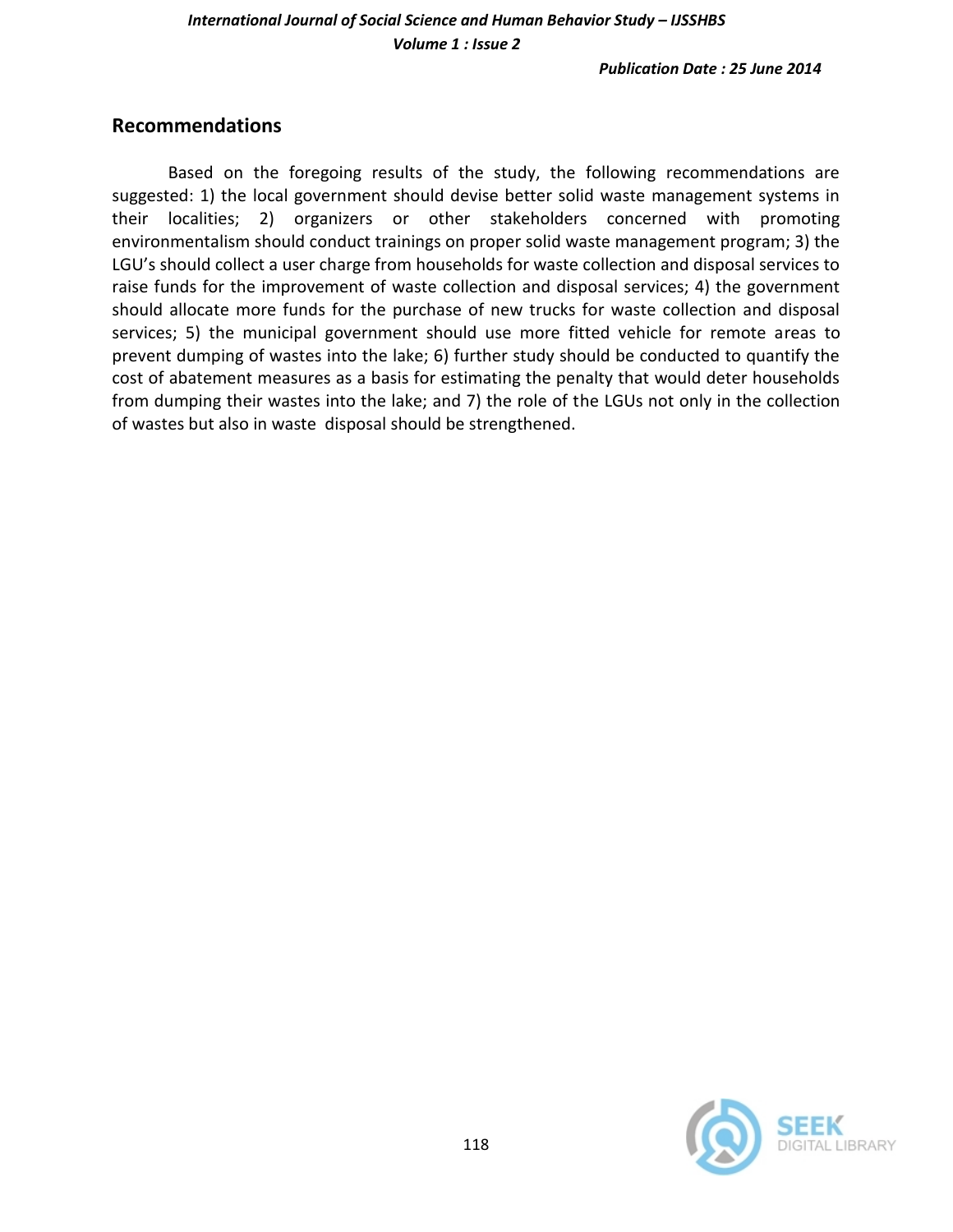## Recommendations

Based on the foregoing results of the study, the following recommendations are suggested: 1) the local government should devise better solid waste management systems in their localities; 2) organizers or other stakeholders concerned with promoting environmentalism should conduct trainings on proper solid waste management program; 3) the LGU's should collect a user charge from households for waste collection and disposal services to raise funds for the improvement of waste collection and disposal services; 4) the government should allocate more funds for the purchase of new trucks for waste collection and disposal services; 5) the municipal government should use more fitted vehicle for remote areas to prevent dumping of wastes into the lake; 6) further study should be conducted to quantify the cost of abatement measures as a basis for estimating the penalty that would deter households from dumping their wastes into the lake; and 7) the role of the LGUs not only in the collection of wastes but also in waste disposal should be strengthened.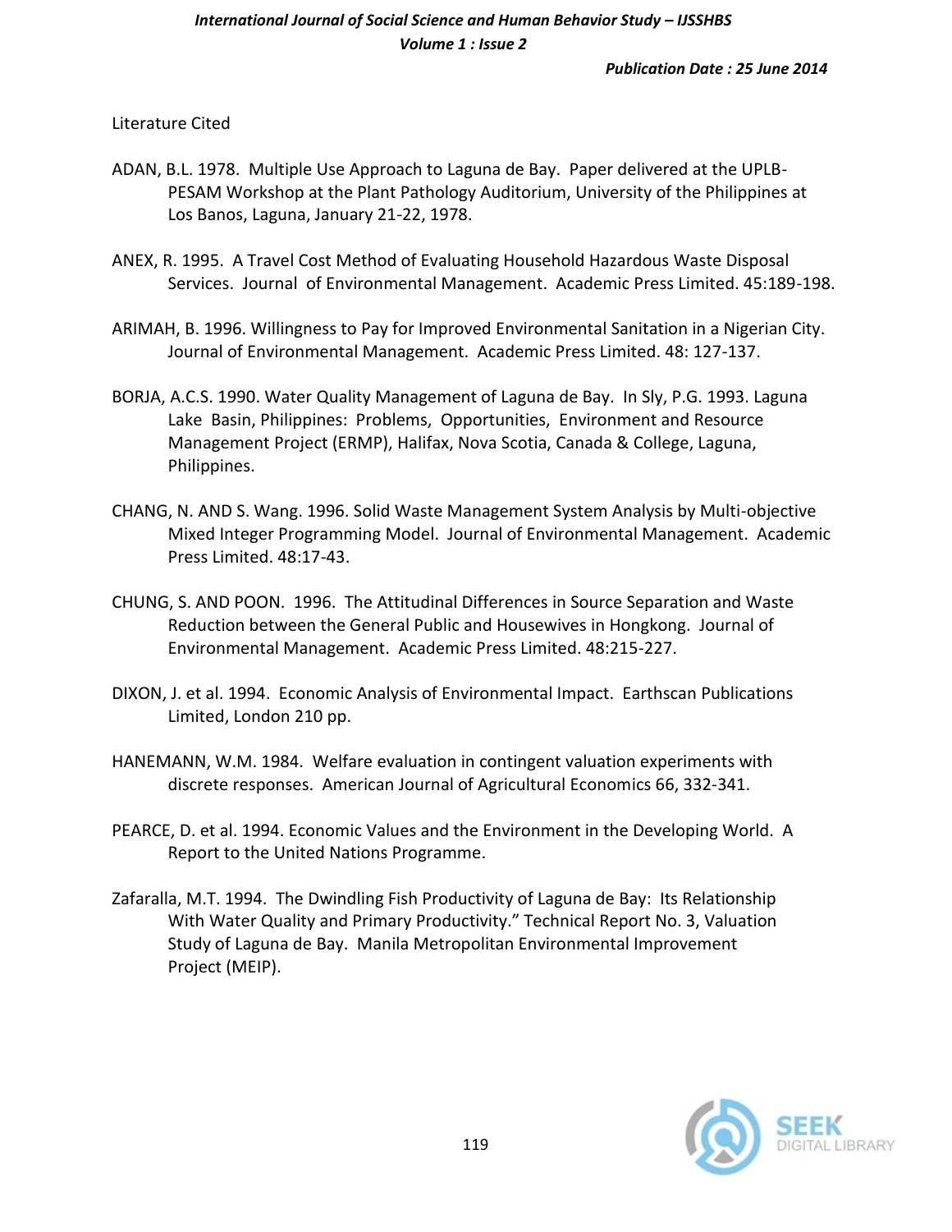Literature Cited

ADAN, B.L. 1978. Multiple Use Approach to Laguna de Bay. Paper delivered at the UPLB-PESAM Workshop at the Plant Pathology Auditorium, University of the Philippines at Los Banos, Laguna, January 21-22, 1978.

ANEX, R. 1995. A Travel Cost Method of Evaluating Household Hazardous Waste Disposal Services. Journal of Environmental Management. Academic Press Limited. 45:189-198.

ARIMAH, B. 1996. Willingness to Pay for Improved Environmental Sanitation in a Nigerian City. Journal of Environmental Management. Academic Press Limited. 48: 127-137.

BORJA, A.C.S. 1990. Water Quality Management of Laguna de Bay. In Sly, P.G. 1993. Laguna Lake Basin, Philippines: Problems, Opportunities, Environment and Resource Management Project (ERMP), Halifax, Nova Scotia, Canada & College, Laguna, Philippines.

CHANG, N. AND S. Wang. 1996. Solid Waste Management System Analysis by Multi-objective Mixed Integer Programming Model. Journal of Environmental Management. Academic Press Limited. 48:17-43.

CHUNG, S. AND POON. 1996. The Attitudinal Differences in Source Separation and Waste Reduction between the General Public and Housewives in Hongkong. Journal of Environmental Management. Academic Press Limited. 48:215-227.

DIXON, J. et al. 1994. Economic Analysis of Environmental Impact. Earthscan Publications Limited, London 210 pp.

HANEMANN, W.M. 1984. Welfare evaluation in contingent valuation experiments with discrete responses. American Journal of Agricultural Economics 66, 332-341.

PEARCE, D. et al. 1994. Economic Values and the Environment in the Developing World. A Report to the United Nations Programme.

Zafaralla, M.T. 1994. The Dwindling Fish Productivity of Laguna de Bay: Its Relationship With Water Quality and Primary Productivity." Technical Report No. 3, Valuation Study of Laguna de Bay. Manila Metropolitan Environmental Improvement Project (MEIP).